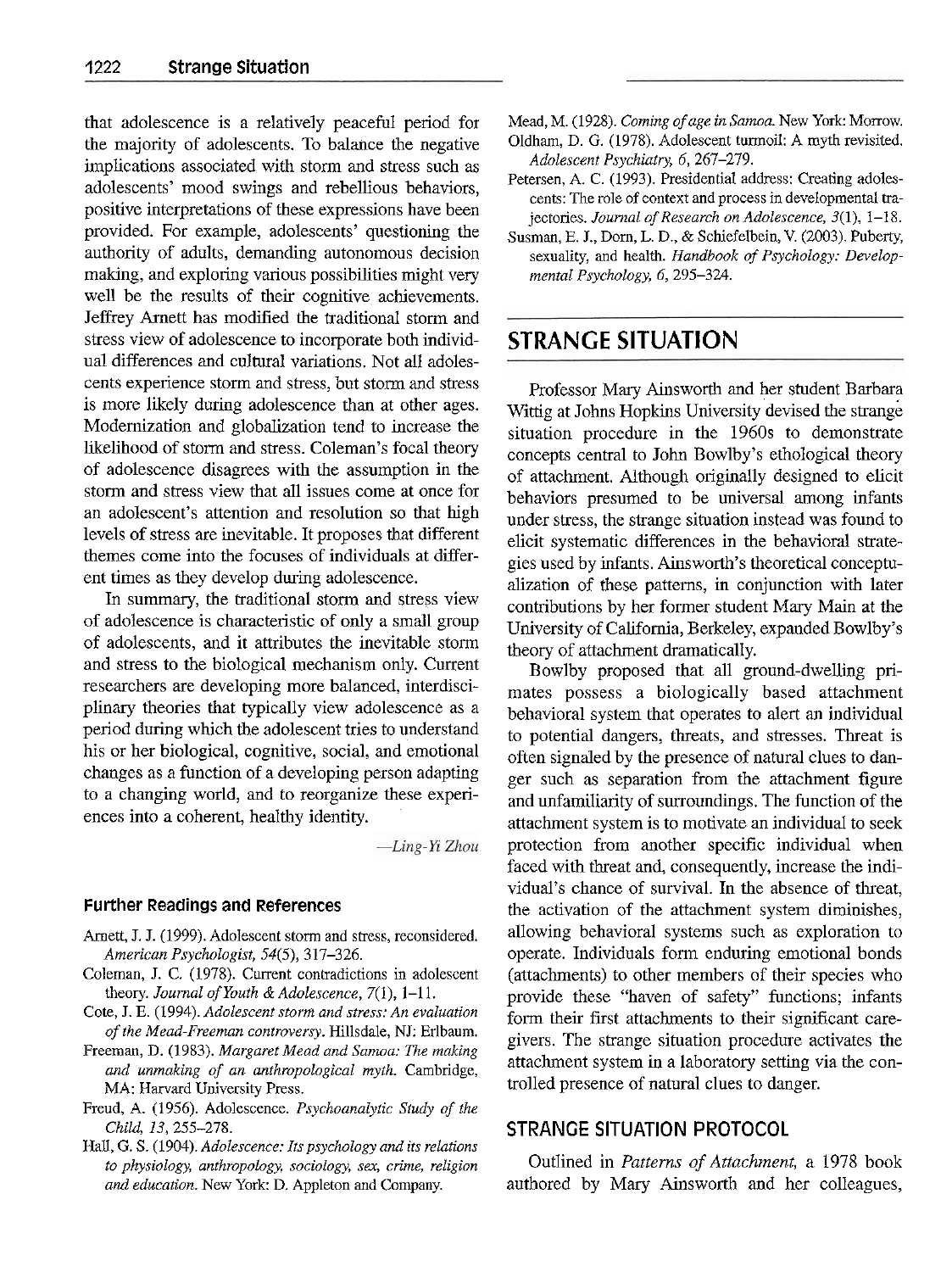that adolescence is a relatively peaceful period for the majority of adolescents. To balance the negative implications associated with storm and stress such as adolescents' mood swings and rebellious behaviors, positive interpretations of these expressions have been provided. For example, adolescents' questioning the authority of adults, demanding autonomous decision making, and exploring various possibilities might very well be the results of their cognitive achievements. Jeffrey Arnett has modified the traditional storm and stress view of adolescence to incorporate both individual differences and cultural variations. Not all adolescents experience storm and stress, but storm and stress is more likely during adolescence than at other ages. Modernization and globalization tend to increase the likelihood of storm and stress. Coleman's focal theory of adolescence disagrees with the assumption in the storm and stress view that all issues come at once for an adolescent's attention and resolution so that high levels of stress are inevitable. It proposes that different themes come into the focuses of individuals at different times as they develop during adolescence.

In summary, the traditional storm and stress view of adolescence is characteristic of only a small group of adolescents, and it attributes the inevitable storm and stress to the biological mechanism only. Current researchers are developing more balanced, interdisciplinary theories that typically view adolescence as a period during which the adolescent tries to understand his or her biological, cognitive, social, and emotional changes as a function of a developing person adapting to a changing world, and to reorganize these experiences into a coherent, healthy identity.

—*Ling-Yi Zhou*

### Further Readings and References

Arnett, J. J. (1999). Adolescent storm and stress, reconsidered. *American Psychologist, 54*(5), 317–326.

Coleman, J. C. (1978). Current contradictions in adolescent theory. *Journal of Youth & Adolescence, 7*(1), 1–11.

Cote, J. E. (1994). *Adolescent storm and stress: An evaluation of the Mead-Freeman controversy.* Hillsdale, NJ: Erlbaum.

Freeman, D. (1983). *Margaret Mead and Samoa: The making and unmaking of an anthropological myth.* Cambridge, MA: Harvard University Press.

Freud, A. (1956). Adolescence. *Psychoanalytic Study of the Child, 13*, 255–278.

Hall, G. S. (1904). *Adolescence: Its psychology and its relations to physiology, anthropology, sociology, sex, crime, religion and education.* New York: D. Appleton and Company.

Mead, M. (1928). *Coming of age in Samoa.* New York: Morrow.

Oldham, D. G. (1978). Adolescent turmoil: A myth revisited. *Adolescent Psychiatry, 6*, 267–279.

Petersen, A. C. (1993). Presidential address: Creating adolescents: The role of context and process in developmental trajectories. *Journal of Research on Adolescence, 3*(1), 1–18.

Susman, E. J., Dorn, L. D., & Schiefelbein, V. (2003). Puberty, sexuality, and health. *Handbook of Psychology: Developmental Psychology, 6*, 295–324.

# STRANGE SITUATION

Professor Mary Ainsworth and her student Barbara Wittig at Johns Hopkins University devised the strange situation procedure in the 1960s to demonstrate concepts central to John Bowlby's ethological theory of attachment. Although originally designed to elicit behaviors presumed to be universal among infants under stress, the strange situation instead was found to elicit systematic differences in the behavioral strategies used by infants. Ainsworth's theoretical conceptualization of these patterns, in conjunction with later contributions by her former student Mary Main at the University of California, Berkeley, expanded Bowlby's theory of attachment dramatically.

Bowlby proposed that all ground-dwelling primates possess a biologically based attachment behavioral system that operates to alert an individual to potential dangers, threats, and stresses. Threat is often signaled by the presence of natural clues to danger such as separation from the attachment figure and unfamiliarity of surroundings. The function of the attachment system is to motivate an individual to seek protection from another specific individual when faced with threat and, consequently, increase the individual's chance of survival. In the absence of threat, the activation of the attachment system diminishes, allowing behavioral systems such as exploration to operate. Individuals form enduring emotional bonds (attachments) to other members of their species who provide these "haven of safety" functions; infants form their first attachments to their significant caregivers. The strange situation procedure activates the attachment system in a laboratory setting via the controlled presence of natural clues to danger.

## STRANGE SITUATION PROTOCOL

Outlined in *Patterns of Attachment,* a 1978 book authored by Mary Ainsworth and her colleagues,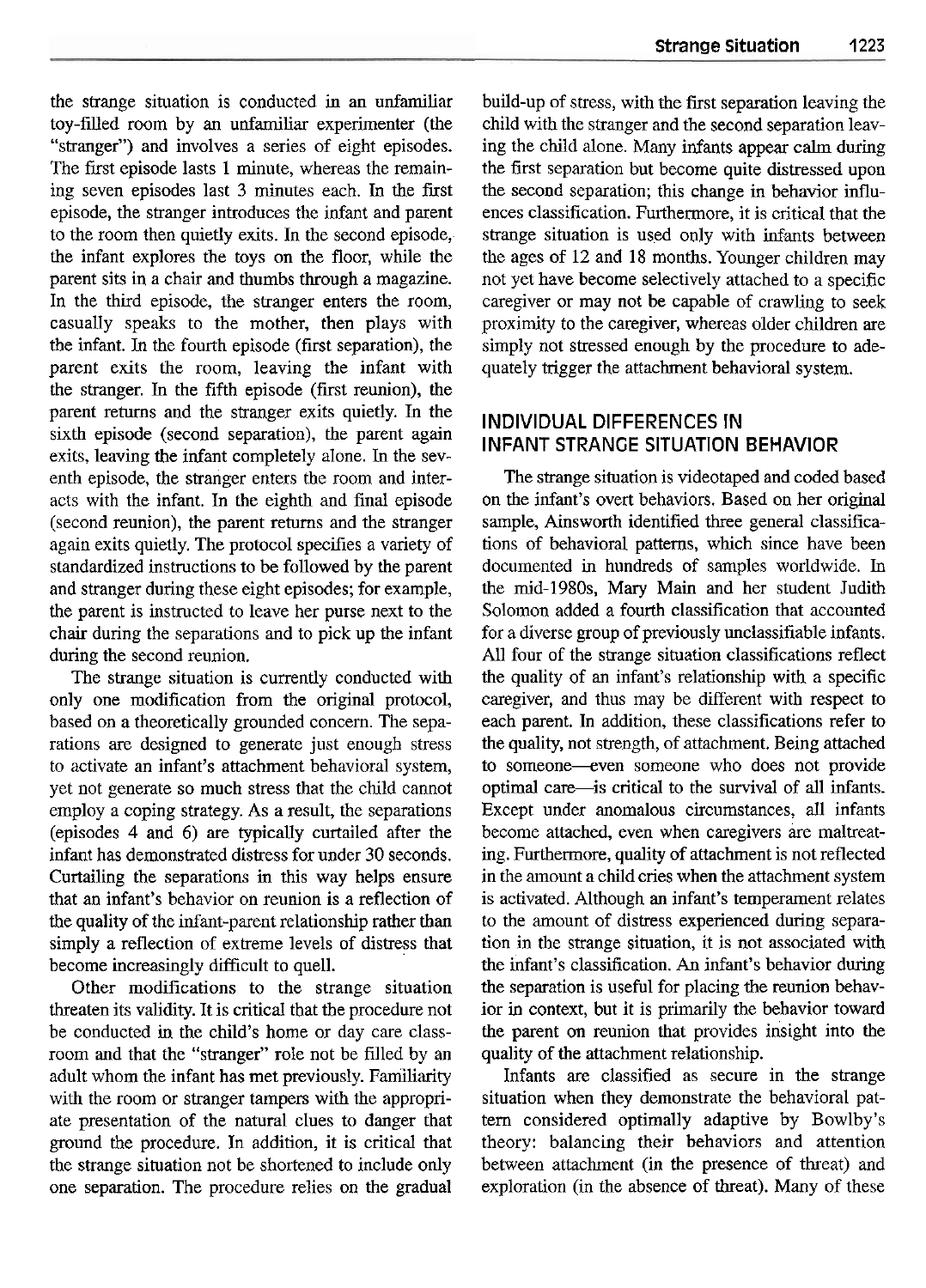the strange situation is conducted in an unfamiliar toy-filled room by an unfamiliar experimenter (the "stranger") and involves a series of eight episodes. The first episode lasts 1 minute, whereas the remaining seven episodes last 3 minutes each. In the first episode, the stranger introduces the infant and parent to the room then quietly exits. In the second episode, the infant explores the toys on the floor, while the parent sits in a chair and thumbs through a magazine. In the third episode, the stranger enters the room, casually speaks to the mother, then plays with the infant. In the fourth episode (first separation), the parent exits the room, leaving the infant with the stranger. In the fifth episode (first reunion), the parent returns and the stranger exits quietly. In the sixth episode (second separation), the parent again exits, leaving the infant completely alone. In the seventh episode, the stranger enters the room and interacts with the infant. In the eighth and final episode (second reunion), the parent returns and the stranger again exits quietly. The protocol specifies a variety of standardized instructions to be followed by the parent and stranger during these eight episodes; for example, the parent is instructed to leave her purse next to the chair during the separations and to pick up the infant during the second reunion.

The strange situation is currently conducted with only one modification from the original protocol, based on a theoretically grounded concern. The separations are designed to generate just enough stress to activate an infant's attachment behavioral system, yet not generate so much stress that the child cannot employ a coping strategy. As a result, the separations (episodes 4 and 6) are typically curtailed after the infant has demonstrated distress for under 30 seconds. Curtailing the separations in this way helps ensure that an infant's behavior on reunion is a reflection of the quality of the infant-parent relationship rather than simply a reflection of extreme levels of distress that become increasingly difficult to quell.

Other modifications to the strange situation threaten its validity. It is critical that the procedure not be conducted in the child's home or day care classroom and that the "stranger" role not be filled by an adult whom the infant has met previously. Familiarity with the room or stranger tampers with the appropriate presentation of the natural clues to danger that ground the procedure. In addition, it is critical that the strange situation not be shortened to include only one separation. The procedure relies on the gradual build-up of stress, with the first separation leaving the child with the stranger and the second separation leaving the child alone. Many infants appear calm during the first separation but become quite distressed upon the second separation; this change in behavior influences classification. Furthermore, it is critical that the strange situation is used only with infants between the ages of 12 and 18 months. Younger children may not yet have become selectively attached to a specific caregiver or may not be capable of crawling to seek proximity to the caregiver, whereas older children are simply not stressed enough by the procedure to adequately trigger the attachment behavioral system.

## INDIVIDUAL DIFFERENCES IN INFANT STRANGE SITUATION BEHAVIOR

The strange situation is videotaped and coded based on the infant's overt behaviors. Based on her original sample, Ainsworth identified three general classifications of behavioral patterns, which since have been documented in hundreds of samples worldwide. In the mid-1980s, Mary Main and her student Judith Solomon added a fourth classification that accounted for a diverse group of previously unclassifiable infants. All four of the strange situation classifications reflect the quality of an infant's relationship with a specific caregiver, and thus may be different with respect to each parent. In addition, these classifications refer to the quality, not strength, of attachment. Being attached to someone—even someone who does not provide optimal care—is critical to the survival of all infants. Except under anomalous circumstances, all infants become attached, even when caregivers are maltreating. Furthermore, quality of attachment is not reflected in the amount a child cries when the attachment system is activated. Although an infant's temperament relates to the amount of distress experienced during separation in the strange situation, it is not associated with the infant's classification. An infant's behavior during the separation is useful for placing the reunion behavior in context, but it is primarily the behavior toward the parent on reunion that provides insight into the quality of the attachment relationship.

Infants are classified as secure in the strange situation when they demonstrate the behavioral pattern considered optimally adaptive by Bowlby's theory: balancing their behaviors and attention between attachment (in the presence of threat) and exploration (in the absence of threat). Many of these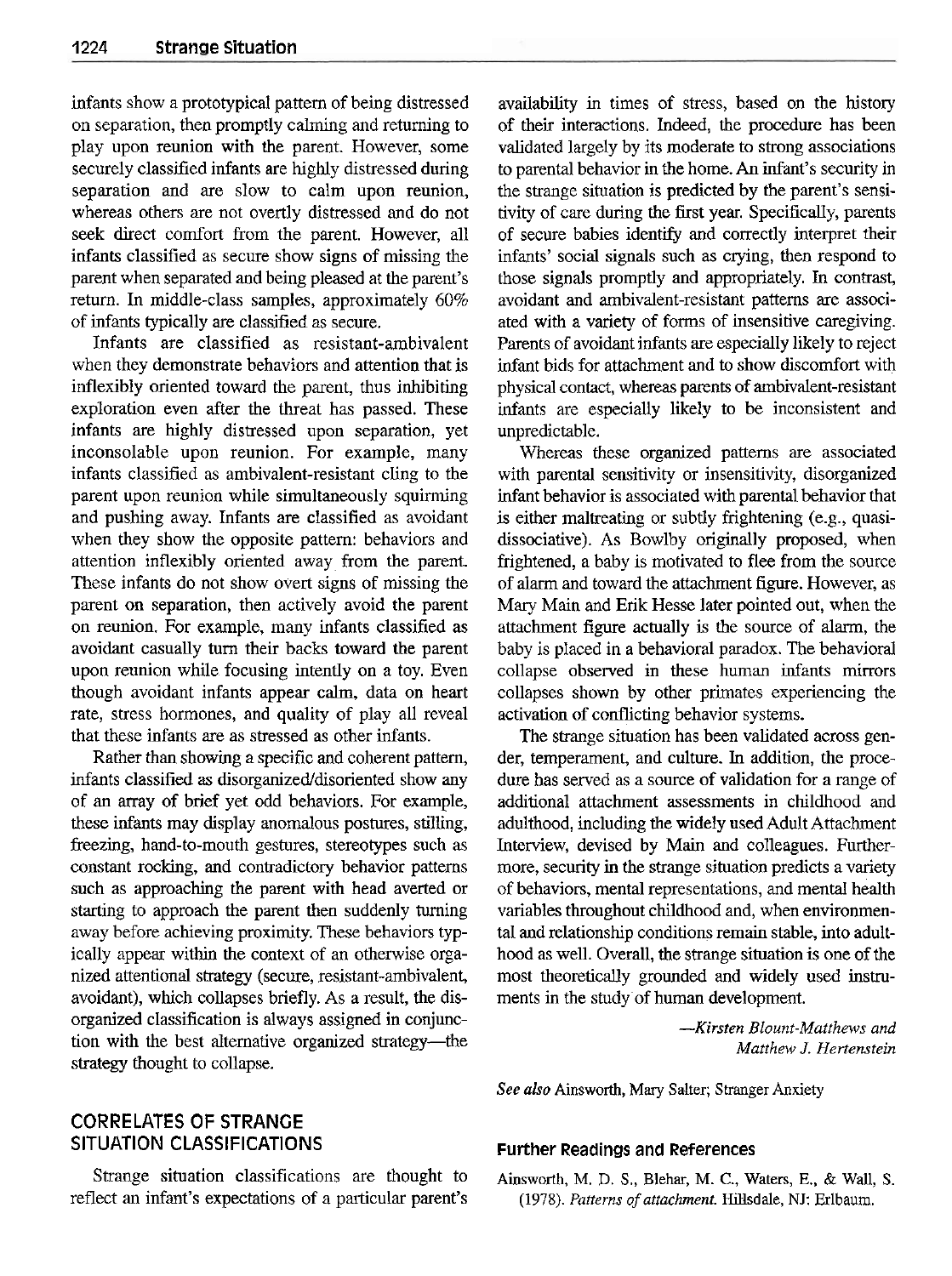infants show a prototypical pattern of being distressed on separation, then promptly calming and returning to play upon reunion with the parent. However, some securely classified infants are highly distressed during separation and are slow to calm upon reunion, whereas others are not overtly distressed and do not seek direct comfort from the parent. However, all infants classified as secure show signs of missing the parent when separated and being pleased at the parent's return. In middle-class samples, approximately 60% of infants typically are classified as secure.

Infants are classified as resistant-ambivalent when they demonstrate behaviors and attention that is inflexibly oriented toward the parent, thus inhibiting exploration even after the threat has passed. These infants are highly distressed upon separation, yet inconsolable upon reunion. For example, many infants classified as ambivalent-resistant cling to the parent upon reunion while simultaneously squirming and pushing away. Infants are classified as avoidant when they show the opposite pattern: behaviors and attention inflexibly oriented away from the parent. These infants do not show overt signs of missing the parent on separation, then actively avoid the parent on reunion. For example, many infants classified as avoidant casually turn their backs toward the parent upon reunion while focusing intently on a toy. Even though avoidant infants appear calm, data on heart rate, stress hormones, and quality of play all reveal that these infants are as stressed as other infants.

Rather than showing a specific and coherent pattern, infants classified as disorganized/disoriented show any of an array of brief yet odd behaviors. For example, these infants may display anomalous postures, stilling, freezing, hand-to-mouth gestures, stereotypes such as constant rocking, and contradictory behavior patterns such as approaching the parent with head averted or starting to approach the parent then suddenly turning away before achieving proximity. These behaviors typically appear within the context of an otherwise organized attentional strategy (secure, resistant-ambivalent, avoidant), which collapses briefly. As a result, the disorganized classification is always assigned in conjunction with the best alternative organized strategy—the strategy thought to collapse.

## CORRELATES OF STRANGE SITUATION CLASSIFICATIONS

Strange situation classifications are thought to reflect an infant's expectations of a particular parent's availability in times of stress, based on the history of their interactions. Indeed, the procedure has been validated largely by its moderate to strong associations to parental behavior in the home. An infant's security in the strange situation is predicted by the parent's sensitivity of care during the first year. Specifically, parents of secure babies identify and correctly interpret their infants' social signals such as crying, then respond to those signals promptly and appropriately. In contrast, avoidant and ambivalent-resistant patterns are associated with a variety of forms of insensitive caregiving. Parents of avoidant infants are especially likely to reject infant bids for attachment and to show discomfort with physical contact, whereas parents of ambivalent-resistant infants are especially likely to be inconsistent and unpredictable.

Whereas these organized patterns are associated with parental sensitivity or insensitivity, disorganized infant behavior is associated with parental behavior that is either maltreating or subtly frightening (e.g., quasi-dissociative). As Bowlby originally proposed, when frightened, a baby is motivated to flee from the source of alarm and toward the attachment figure. However, as Mary Main and Erik Hesse later pointed out, when the attachment figure actually is the source of alarm, the baby is placed in a behavioral paradox. The behavioral collapse observed in these human infants mirrors collapses shown by other primates experiencing the activation of conflicting behavior systems.

The strange situation has been validated across gender, temperament, and culture. In addition, the procedure has served as a source of validation for a range of additional attachment assessments in childhood and adulthood, including the widely used Adult Attachment Interview, devised by Main and colleagues. Furthermore, security in the strange situation predicts a variety of behaviors, mental representations, and mental health variables throughout childhood and, when environmental and relationship conditions remain stable, into adulthood as well. Overall, the strange situation is one of the most theoretically grounded and widely used instruments in the study of human development.

—*Kirsten Blount-Matthews and Matthew J. Hertenstein*

*See also* Ainsworth, Mary Salter; Stranger Anxiety

### Further Readings and References

Ainsworth, M. D. S., Blehar, M. C., Waters, E., & Wall, S. (1978). *Patterns of attachment.* Hillsdale, NJ: Erlbaum.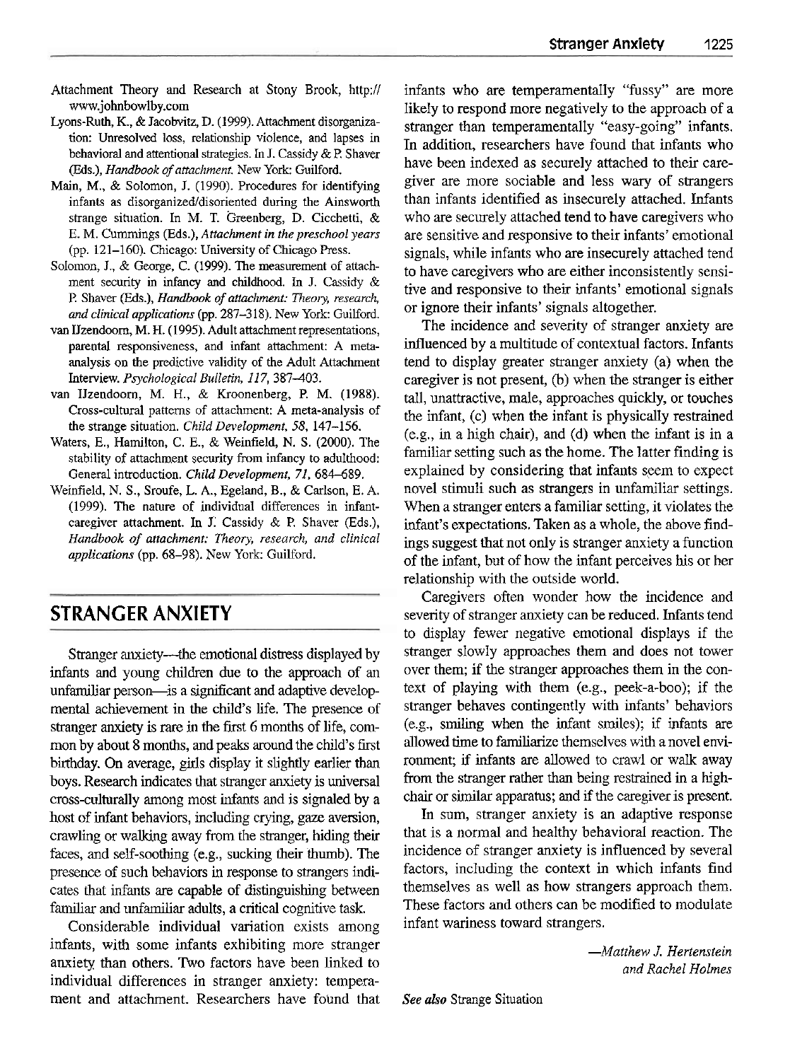Attachment Theory and Research at Stony Brook, http://www.johnbowlby.com

Lyons-Ruth, K., & Jacobvitz, D. (1999). Attachment disorganization: Unresolved loss, relationship violence, and lapses in behavioral and attentional strategies. In J. Cassidy & P. Shaver (Eds.), *Handbook of attachment*. New York: Guilford.

Main, M., & Solomon, J. (1990). Procedures for identifying infants as disorganized/disoriented during the Ainsworth strange situation. In M. T. Greenberg, D. Cicchetti, & E. M. Cummings (Eds.), *Attachment in the preschool years* (pp. 121–160). Chicago: University of Chicago Press.

Solomon, J., & George, C. (1999). The measurement of attachment security in infancy and childhood. In J. Cassidy & P. Shaver (Eds.), *Handbook of attachment: Theory, research, and clinical applications* (pp. 287–318). New York: Guilford.

van IJzendoorn, M. H. (1995). Adult attachment representations, parental responsiveness, and infant attachment: A meta-analysis on the predictive validity of the Adult Attachment Interview. *Psychological Bulletin, 117*, 387–403.

van IJzendoorn, M. H., & Kroonenberg, P. M. (1988). Cross-cultural patterns of attachment: A meta-analysis of the strange situation. *Child Development, 58*, 147–156.

Waters, E., Hamilton, C. E., & Weinfield, N. S. (2000). The stability of attachment security from infancy to adulthood: General introduction. *Child Development, 71*, 684–689.

Weinfield, N. S., Sroufe, L. A., Egeland, B., & Carlson, E. A. (1999). The nature of individual differences in infant-caregiver attachment. In J. Cassidy & P. Shaver (Eds.), *Handbook of attachment: Theory, research, and clinical applications* (pp. 68–98). New York: Guilford.

## STRANGER ANXIETY

Stranger anxiety—the emotional distress displayed by infants and young children due to the approach of an unfamiliar person—is a significant and adaptive developmental achievement in the child's life. The presence of stranger anxiety is rare in the first 6 months of life, common by about 8 months, and peaks around the child's first birthday. On average, girls display it slightly earlier than boys. Research indicates that stranger anxiety is universal cross-culturally among most infants and is signaled by a host of infant behaviors, including crying, gaze aversion, crawling or walking away from the stranger, hiding their faces, and self-soothing (e.g., sucking their thumb). The presence of such behaviors in response to strangers indicates that infants are capable of distinguishing between familiar and unfamiliar adults, a critical cognitive task.

Considerable individual variation exists among infants, with some infants exhibiting more stranger anxiety than others. Two factors have been linked to individual differences in stranger anxiety: temperament and attachment. Researchers have found that infants who are temperamentally "fussy" are more likely to respond more negatively to the approach of a stranger than temperamentally "easy-going" infants. In addition, researchers have found that infants who have been indexed as securely attached to their caregiver are more sociable and less wary of strangers than infants identified as insecurely attached. Infants who are securely attached tend to have caregivers who are sensitive and responsive to their infants' emotional signals, while infants who are insecurely attached tend to have caregivers who are either inconsistently sensitive and responsive to their infants' emotional signals or ignore their infants' signals altogether.

The incidence and severity of stranger anxiety are influenced by a multitude of contextual factors. Infants tend to display greater stranger anxiety (a) when the caregiver is not present, (b) when the stranger is either tall, unattractive, male, approaches quickly, or touches the infant, (c) when the infant is physically restrained (e.g., in a high chair), and (d) when the infant is in a familiar setting such as the home. The latter finding is explained by considering that infants seem to expect novel stimuli such as strangers in unfamiliar settings. When a stranger enters a familiar setting, it violates the infant's expectations. Taken as a whole, the above findings suggest that not only is stranger anxiety a function of the infant, but of how the infant perceives his or her relationship with the outside world.

Caregivers often wonder how the incidence and severity of stranger anxiety can be reduced. Infants tend to display fewer negative emotional displays if the stranger slowly approaches them and does not tower over them; if the stranger approaches them in the context of playing with them (e.g., peek-a-boo); if the stranger behaves contingently with infants' behaviors (e.g., smiling when the infant smiles); if infants are allowed time to familiarize themselves with a novel environment; if infants are allowed to crawl or walk away from the stranger rather than being restrained in a highchair or similar apparatus; and if the caregiver is present.

In sum, stranger anxiety is an adaptive response that is a normal and healthy behavioral reaction. The incidence of stranger anxiety is influenced by several factors, including the context in which infants find themselves as well as how strangers approach them. These factors and others can be modified to modulate infant wariness toward strangers.

—*Matthew J. Hertenstein and Rachel Holmes*

***See also*** Strange Situation